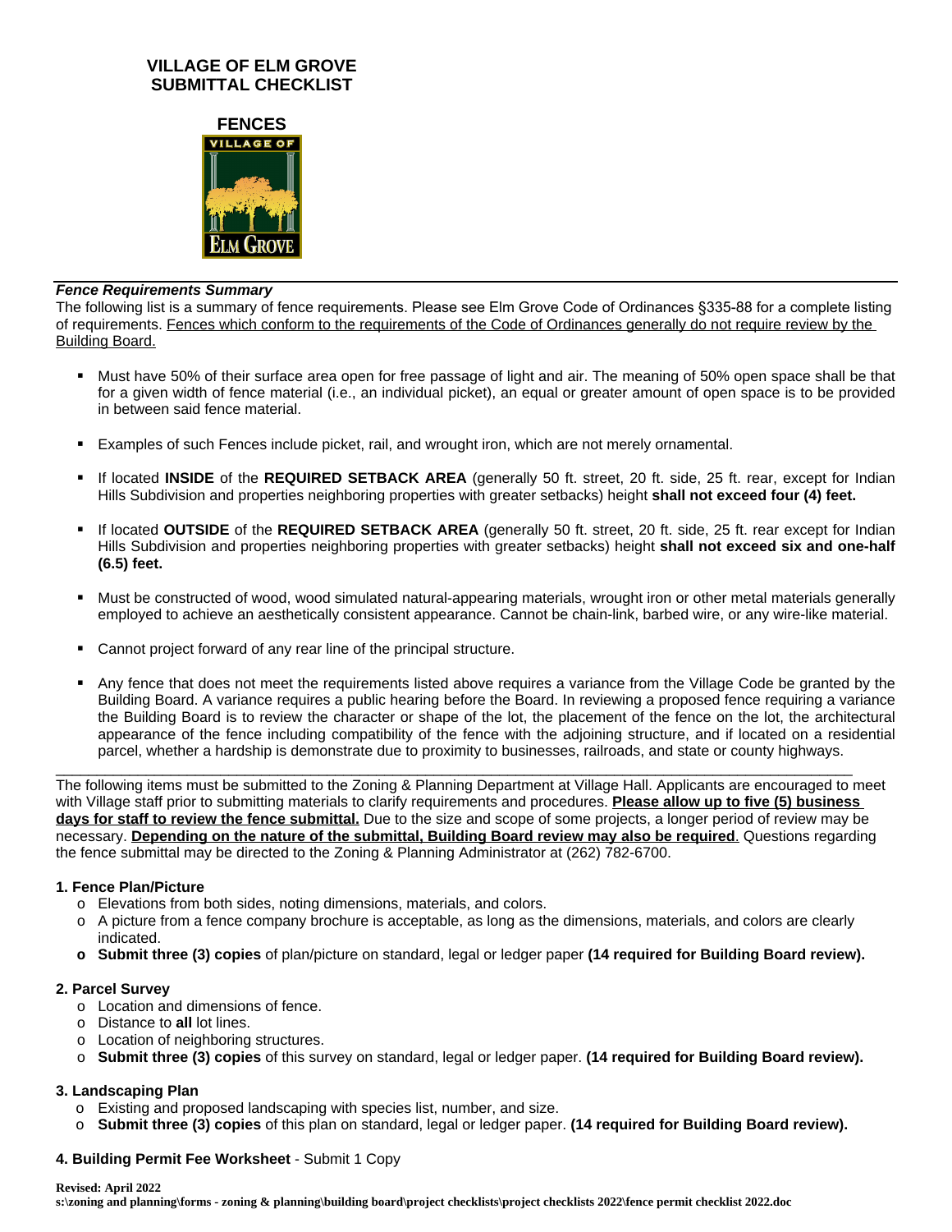# VILLAGE OF ELM GROVE
# SUBMITTAL CHECKLIST

## FENCES

### *Fence Requirements Summary*

The following list is a summary of fence requirements. Please see Elm Grove Code of Ordinances §335-88 for a complete listing of requirements. Fences which conform to the requirements of the Code of Ordinances generally do not require review by the Building Board.

- Must have 50% of their surface area open for free passage of light and air. The meaning of 50% open space shall be that for a given width of fence material (i.e., an individual picket), an equal or greater amount of open space is to be provided in between said fence material.
- Examples of such Fences include picket, rail, and wrought iron, which are not merely ornamental.
- If located **INSIDE** of the **REQUIRED SETBACK AREA** (generally 50 ft. street, 20 ft. side, 25 ft. rear, except for Indian Hills Subdivision and properties neighboring properties with greater setbacks) height **shall not exceed four (4) feet.**
- If located **OUTSIDE** of the **REQUIRED SETBACK AREA** (generally 50 ft. street, 20 ft. side, 25 ft. rear except for Indian Hills Subdivision and properties neighboring properties with greater setbacks) height **shall not exceed six and one-half (6.5) feet.**
- Must be constructed of wood, wood simulated natural-appearing materials, wrought iron or other metal materials generally employed to achieve an aesthetically consistent appearance. Cannot be chain-link, barbed wire, or any wire-like material.
- Cannot project forward of any rear line of the principal structure.
- Any fence that does not meet the requirements listed above requires a variance from the Village Code be granted by the Building Board. A variance requires a public hearing before the Board. In reviewing a proposed fence requiring a variance the Building Board is to review the character or shape of the lot, the placement of the fence on the lot, the architectural appearance of the fence including compatibility of the fence with the adjoining structure, and if located on a residential parcel, whether a hardship is demonstrate due to proximity to businesses, railroads, and state or county highways.

---

The following items must be submitted to the Zoning & Planning Department at Village Hall. Applicants are encouraged to meet with Village staff prior to submitting materials to clarify requirements and procedures. **Please allow up to five (5) business days for staff to review the fence submittal.** Due to the size and scope of some projects, a longer period of review may be necessary. **Depending on the nature of the submittal, Building Board review may also be required**. Questions regarding the fence submittal may be directed to the Zoning & Planning Administrator at (262) 782-6700.

**1. Fence Plan/Picture**

- Elevations from both sides, noting dimensions, materials, and colors.
- A picture from a fence company brochure is acceptable, as long as the dimensions, materials, and colors are clearly indicated.
- **Submit three (3) copies** of plan/picture on standard, legal or ledger paper **(14 required for Building Board review).**

**2. Parcel Survey**

- Location and dimensions of fence.
- Distance to **all** lot lines.
- Location of neighboring structures.
- **Submit three (3) copies** of this survey on standard, legal or ledger paper. **(14 required for Building Board review).**

**3. Landscaping Plan**

- Existing and proposed landscaping with species list, number, and size.
- **Submit three (3) copies** of this plan on standard, legal or ledger paper. **(14 required for Building Board review).**

**4. Building Permit Fee Worksheet** - Submit 1 Copy

**Revised: April 2022**
**s:\zoning and planning\forms - zoning & planning\building board\project checklists\project checklists 2022\fence permit checklist 2022.doc**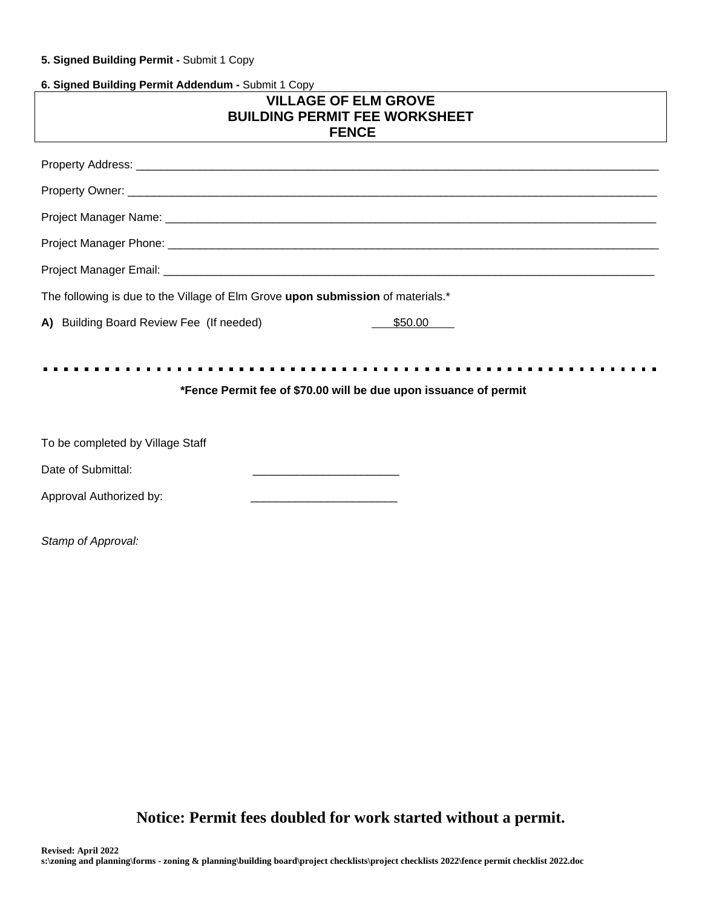**5. Signed Building Permit -** Submit 1 Copy

**6. Signed Building Permit Addendum -** Submit 1 Copy

# VILLAGE OF ELM GROVE
## BUILDING PERMIT FEE WORKSHEET
## FENCE

Property Address: ___________________________________________________________________________________

Property Owner: ___________________________________________________________________________________

Project Manager Name: _____________________________________________________________________________

Project Manager Phone: _____________________________________________________________________________

Project Manager Email: _____________________________________________________________________________

The following is due to the Village of Elm Grove **upon submission** of materials.*

**A)** Building Board Review Fee (If needed) $50.00

**\*Fence Permit fee of $70.00 will be due upon issuance of permit**

To be completed by Village Staff

Date of Submittal: _______________________

Approval Authorized by: _______________________

*Stamp of Approval:*

**Notice: Permit fees doubled for work started without a permit.**

**Revised: April 2022**
**s:\zoning and planning\forms - zoning & planning\building board\project checklists\project checklists 2022\fence permit checklist 2022.doc**